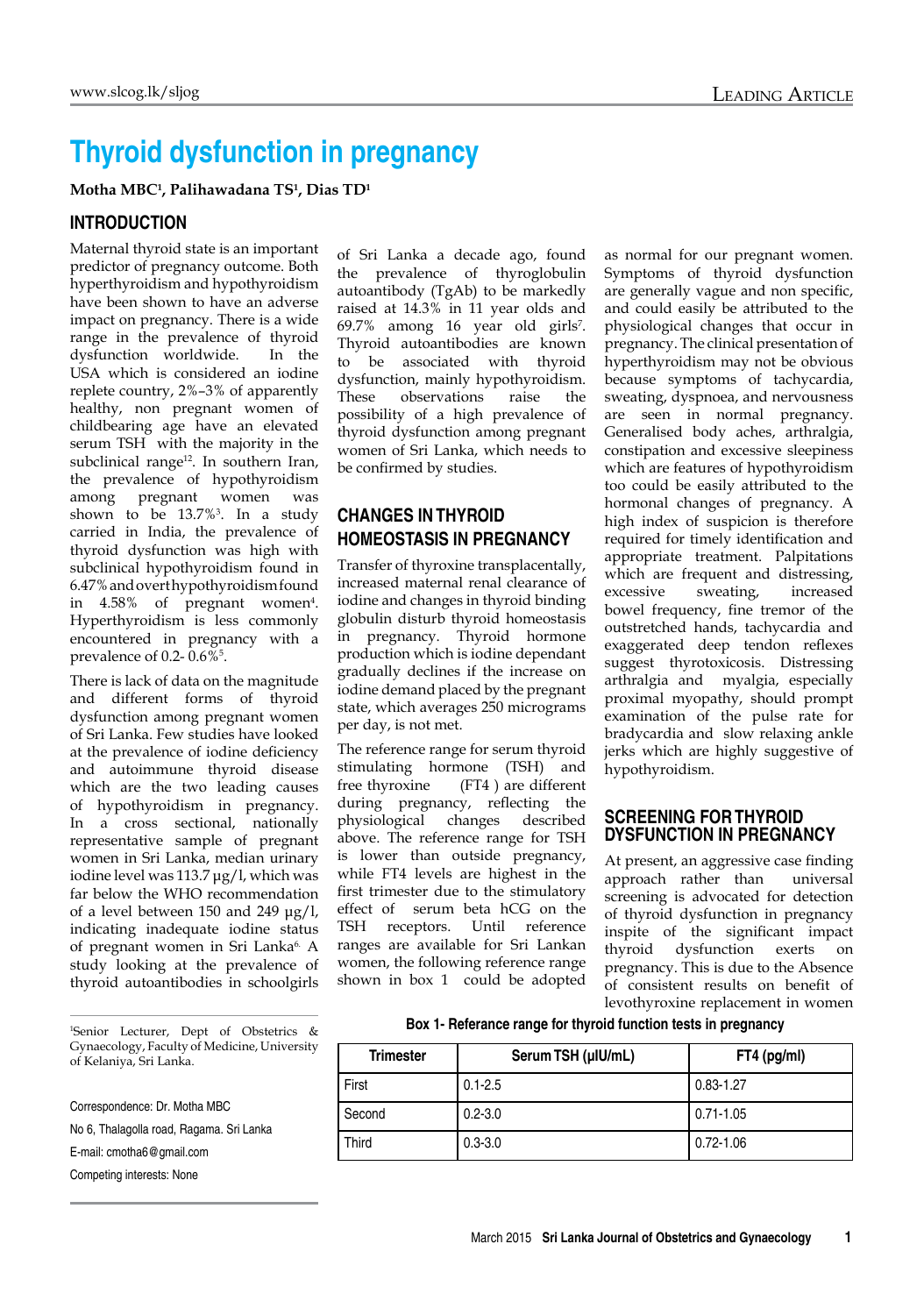# Thyroid dysfunction in pregnancy

**Motha MBC[1], Palihawadana TS[1], Dias TD[1]**

## INTRODUCTION

Maternal thyroid state is an important predictor of pregnancy outcome. Both hyperthyroidism and hypothyroidism have been shown to have an adverse impact on pregnancy. There is a wide range in the prevalence of thyroid dysfunction worldwide. In the USA which is considered an iodine replete country, 2%–3% of apparently healthy, non pregnant women of childbearing age have an elevated serum TSH with the majority in the subclinical range[12]. In southern Iran, the prevalence of hypothyroidism among pregnant women was shown to be 13.7%[3]. In a study carried in India, the prevalence of thyroid dysfunction was high with subclinical hypothyroidism found in 6.47% and overt hypothyroidism found in 4.58% of pregnant women[4]. Hyperthyroidism is less commonly encountered in pregnancy with a prevalence of 0.2- 0.6%[5].

There is lack of data on the magnitude and different forms of thyroid dysfunction among pregnant women of Sri Lanka. Few studies have looked at the prevalence of iodine deficiency and autoimmune thyroid disease which are the two leading causes of hypothyroidism in pregnancy. In a cross sectional, nationally representative sample of pregnant women in Sri Lanka, median urinary iodine level was 113.7 µg/l, which was far below the WHO recommendation of a level between 150 and 249 µg/l, indicating inadequate iodine status of pregnant women in Sri Lanka[6]. A study looking at the prevalence of thyroid autoantibodies in schoolgirls of Sri Lanka a decade ago, found the prevalence of thyroglobulin autoantibody (TgAb) to be markedly raised at 14.3% in 11 year olds and 69.7% among 16 year old girls[7]. Thyroid autoantibodies are known to be associated with thyroid dysfunction, mainly hypothyroidism. These observations raise the possibility of a high prevalence of thyroid dysfunction among pregnant women of Sri Lanka, which needs to be confirmed by studies.

## CHANGES IN THYROID HOMEOSTASIS IN PREGNANCY

Transfer of thyroxine transplacentally, increased maternal renal clearance of iodine and changes in thyroid binding globulin disturb thyroid homeostasis in pregnancy. Thyroid hormone production which is iodine dependant gradually declines if the increase on iodine demand placed by the pregnant state, which averages 250 micrograms per day, is not met.

The reference range for serum thyroid stimulating hormone (TSH) and free thyroxine (FT4 ) are different during pregnancy, reflecting the physiological changes described above. The reference range for TSH is lower than outside pregnancy, while FT4 levels are highest in the first trimester due to the stimulatory effect of serum beta hCG on the TSH receptors. Until reference ranges are available for Sri Lankan women, the following reference range shown in box 1 could be adopted as normal for our pregnant women.

**Box 1- Referance range for thyroid function tests in pregnancy**

| Trimester | Serum TSH (µIU/mL) | FT4 (pg/ml) |
|---|---|---|
| First | 0.1-2.5 | 0.83-1.27 |
| Second | 0.2-3.0 | 0.71-1.05 |
| Third | 0.3-3.0 | 0.72-1.06 |

Symptoms of thyroid dysfunction are generally vague and non specific, and could easily be attributed to the physiological changes that occur in pregnancy. The clinical presentation of hyperthyroidism may not be obvious because symptoms of tachycardia, sweating, dyspnoea, and nervousness are seen in normal pregnancy. Generalised body aches, arthralgia, constipation and excessive sleepiness which are features of hypothyroidism too could be easily attributed to the hormonal changes of pregnancy. A high index of suspicion is therefore required for timely identification and appropriate treatment. Palpitations which are frequent and distressing, excessive sweating, increased bowel frequency, fine tremor of the outstretched hands, tachycardia and exaggerated deep tendon reflexes suggest thyrotoxicosis. Distressing arthralgia and myalgia, especially proximal myopathy, should prompt examination of the pulse rate for bradycardia and slow relaxing ankle jerks which are highly suggestive of hypothyroidism.

## SCREENING FOR THYROID DYSFUNCTION IN PREGNANCY

At present, an aggressive case finding approach rather than universal screening is advocated for detection of thyroid dysfunction in pregnancy inspite of the significant impact thyroid dysfunction exerts on pregnancy. This is due to the Absence of consistent results on benefit of levothyroxine replacement in women

[1]Senior Lecturer, Dept of Obstetrics & Gynaecology, Faculty of Medicine, University of Kelaniya, Sri Lanka.

Correspondence: Dr. Motha MBC

No 6, Thalagolla road, Ragama. Sri Lanka

E-mail: cmotha6@gmail.com

Competing interests: None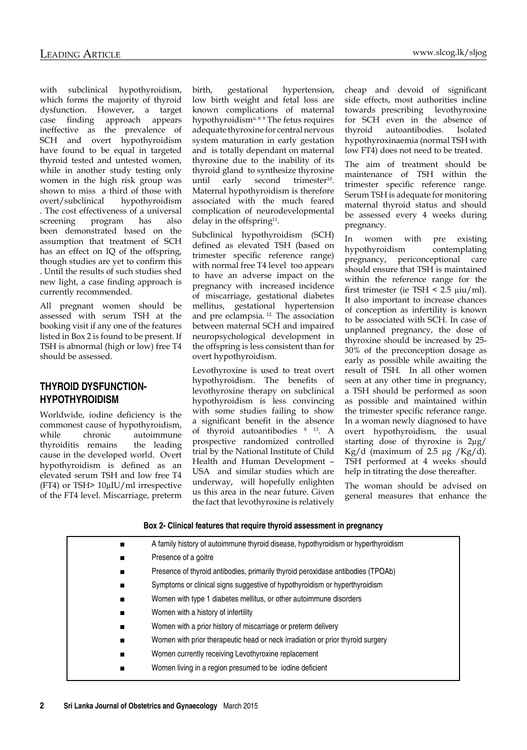with subclinical hypothyroidism, which forms the majority of thyroid dysfunction. However, a target case finding approach appears ineffective as the prevalence of SCH and overt hypothyroidism have found to be equal in targeted thyroid tested and untested women, while in another study testing only women in the high risk group was shown to miss a third of those with overt/subclinical hypothyroidism . The cost effectiveness of a universal screening program has also been demonstrated based on the assumption that treatment of SCH has an effect on IQ of the offspring, though studies are yet to confirm this . Until the results of such studies shed new light, a case finding approach is currently recommended.

All pregnant women should be assessed with serum TSH at the booking visit if any one of the features listed in Box 2 is found to be present. If TSH is abnormal (high or low) free T4 should be assessed.

## THYROID DYSFUNCTION-HYPOTHYROIDISM

Worldwide, iodine deficiency is the commonest cause of hypothyroidism, while chronic autoimmune thyroiditis remains the leading cause in the developed world. Overt hypothyroidism is defined as an elevated serum TSH and low free T4 (FT4) or TSH> 10μIU/ml irrespective of the FT4 level. Miscarriage, preterm birth, gestational hypertension, low birth weight and fetal loss are known complications of maternal hypothyroidism[ii, 8 9] The fetus requires adequate thyroxine for central nervous system maturation in early gestation and is totally dependant on maternal thyroxine due to the inability of its thyroid gland to synthesize thyroxine until early second trimester[10]. Maternal hypothyroidism is therefore associated with the much feared complication of neurodevelopmental delay in the offspring[11].

Subclinical hypothyroidism (SCH) defined as elevated TSH (based on trimester specific reference range) with normal free T4 level too appears to have an adverse impact on the pregnancy with increased incidence of miscarriage, gestational diabetes mellitus, gestational hypertension and pre eclampsia.[12] The association between maternal SCH and impaired neuropsychological development in the offspring is less consistent than for overt hypothyroidism.

Levothyroxine is used to treat overt hypothyroidism. The benefits of levothyroxine therapy on subclinical hypothyroidism is less convincing with some studies failing to show a significant benefit in the absence of thyroid autoantibodies [8 13]. A prospective randomized controlled trial by the National Institute of Child Health and Human Development – USA and similar studies which are underway, will hopefully enlighten us this area in the near future. Given the fact that levothyroxine is relatively cheap and devoid of significant side effects, most authorities incline towards prescribing levothyroxine for SCH even in the absence of thyroid autoantibodies. Isolated hypothyroxinaemia (normal TSH with low FT4) does not need to be treated.

The aim of treatment should be maintenance of TSH within the trimester specific reference range. Serum TSH is adequate for monitoring maternal thyroid status and should be assessed every 4 weeks during pregnancy.

In women with pre existing hypothyroidism contemplating pregnancy, periconceptional care should ensure that TSH is maintained within the reference range for the first trimester (ie TSH < 2.5 μiu/ml). It also important to increase chances of conception as infertility is known to be associated with SCH. In case of unplanned pregnancy, the dose of thyroxine should be increased by 25-30% of the preconception dosage as early as possible while awaiting the result of TSH. In all other women seen at any other time in pregnancy, a TSH should be performed as soon as possible and maintained within the trimester specific referance range. In a woman newly diagnosed to have overt hypothyroidism, the usual starting dose of thyroxine is 2μg/Kg/d (maximum of 2.5 μg /Kg/d). TSH performed at 4 weeks should help in titrating the dose thereafter.

The woman should be advised on general measures that enhance the

**Box 2- Clinical features that require thyroid assessment in pregnancy**

- A family history of autoimmune thyroid disease, hypothyroidism or hyperthyroidism
- Presence of a goitre
- Presence of thyroid antibodies, primarily thyroid peroxidase antibodies (TPOAb)
- Symptoms or clinical signs suggestive of hypothyroidism or hyperthyroidism
- Women with type 1 diabetes mellitus, or other autoimmune disorders
- Women with a history of infertility
- Women with a prior history of miscarriage or preterm delivery
- Women with prior therapeutic head or neck irradiation or prior thyroid surgery
- Women currently receiving Levothyroxine replacement
- Women living in a region presumed to be iodine deficient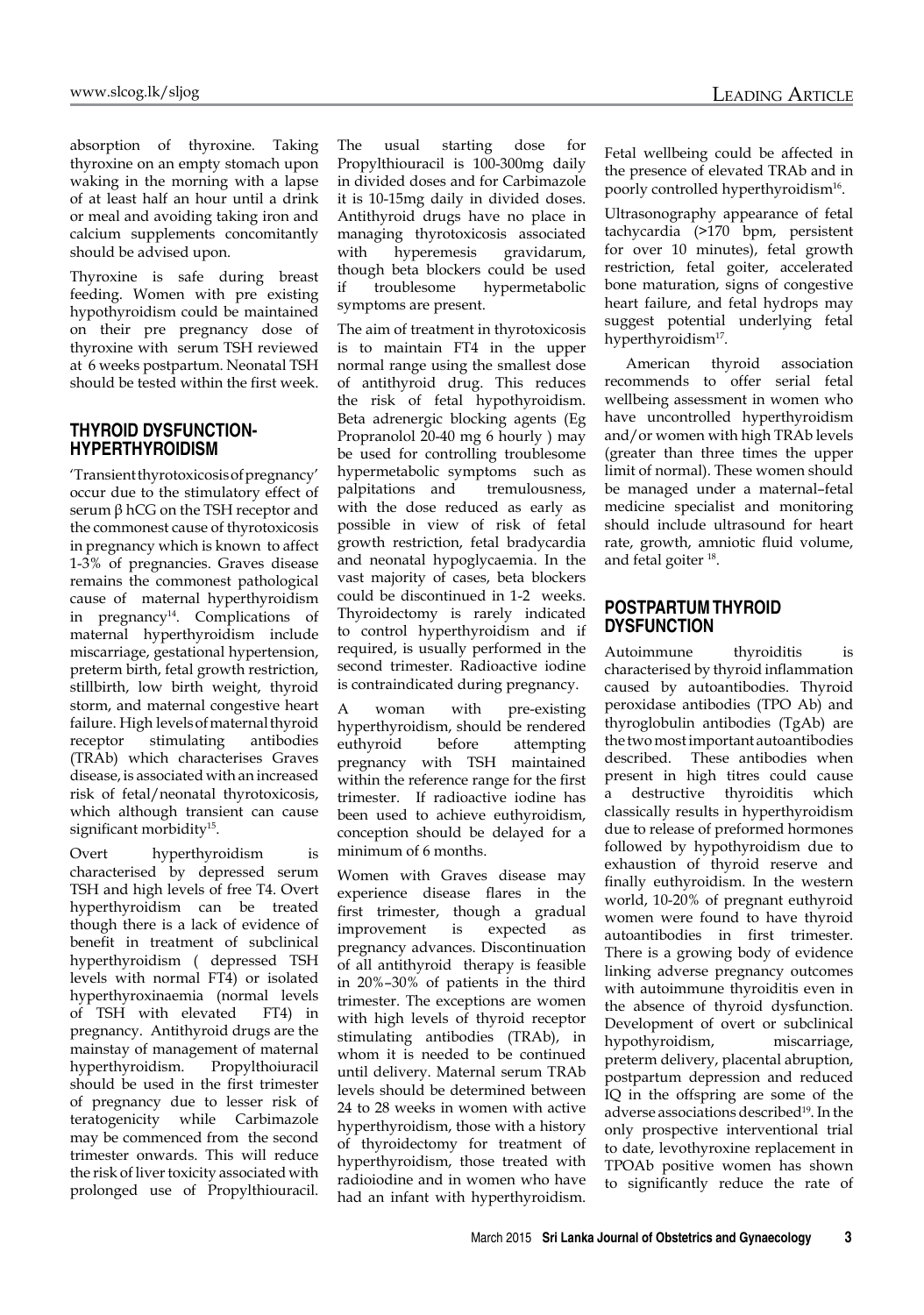absorption of thyroxine. Taking thyroxine on an empty stomach upon waking in the morning with a lapse of at least half an hour until a drink or meal and avoiding taking iron and calcium supplements concomitantly should be advised upon.

Thyroxine is safe during breast feeding. Women with pre existing hypothyroidism could be maintained on their pre pregnancy dose of thyroxine with serum TSH reviewed at 6 weeks postpartum. Neonatal TSH should be tested within the first week.

## THYROID DYSFUNCTION-HYPERTHYROIDISM

'Transient thyrotoxicosis of pregnancy' occur due to the stimulatory effect of serum β hCG on the TSH receptor and the commonest cause of thyrotoxicosis in pregnancy which is known to affect 1-3% of pregnancies. Graves disease remains the commonest pathological cause of maternal hyperthyroidism in pregnancy[14]. Complications of maternal hyperthyroidism include miscarriage, gestational hypertension, preterm birth, fetal growth restriction, stillbirth, low birth weight, thyroid storm, and maternal congestive heart failure. High levels of maternal thyroid receptor stimulating antibodies (TRAb) which characterises Graves disease, is associated with an increased risk of fetal/neonatal thyrotoxicosis, which although transient can cause significant morbidity[15].

Overt hyperthyroidism is characterised by depressed serum TSH and high levels of free T4. Overt hyperthyroidism can be treated though there is a lack of evidence of benefit in treatment of subclinical hyperthyroidism ( depressed TSH levels with normal FT4) or isolated hyperthyroxinaemia (normal levels of TSH with elevated FT4) in pregnancy. Antithyroid drugs are the mainstay of management of maternal hyperthyroidism. Propylthoiuracil should be used in the first trimester of pregnancy due to lesser risk of teratogenicity while Carbimazole may be commenced from the second trimester onwards. This will reduce the risk of liver toxicity associated with prolonged use of Propylthiouracil. The usual starting dose for Propylthiouracil is 100-300mg daily in divided doses and for Carbimazole it is 10-15mg daily in divided doses. Antithyroid drugs have no place in managing thyrotoxicosis associated with hyperemesis gravidarum, though beta blockers could be used if troublesome hypermetabolic symptoms are present.

The aim of treatment in thyrotoxicosis is to maintain FT4 in the upper normal range using the smallest dose of antithyroid drug. This reduces the risk of fetal hypothyroidism. Beta adrenergic blocking agents (Eg Propranolol 20-40 mg 6 hourly ) may be used for controlling troublesome hypermetabolic symptoms such as palpitations and tremulousness, with the dose reduced as early as possible in view of risk of fetal growth restriction, fetal bradycardia and neonatal hypoglycaemia. In the vast majority of cases, beta blockers could be discontinued in 1-2 weeks. Thyroidectomy is rarely indicated to control hyperthyroidism and if required, is usually performed in the second trimester. Radioactive iodine is contraindicated during pregnancy.

A woman with pre-existing hyperthyroidism, should be rendered euthyroid before attempting pregnancy with TSH maintained within the reference range for the first trimester. If radioactive iodine has been used to achieve euthyroidism, conception should be delayed for a minimum of 6 months.

Women with Graves disease may experience disease flares in the first trimester, though a gradual improvement is expected as pregnancy advances. Discontinuation of all antithyroid therapy is feasible in 20%–30% of patients in the third trimester. The exceptions are women with high levels of thyroid receptor stimulating antibodies (TRAb), in whom it is needed to be continued until delivery. Maternal serum TRAb levels should be determined between 24 to 28 weeks in women with active hyperthyroidism, those with a history of thyroidectomy for treatment of hyperthyroidism, those treated with radioiodine and in women who have had an infant with hyperthyroidism. Fetal wellbeing could be affected in the presence of elevated TRAb and in poorly controlled hyperthyroidism[16].

Ultrasonography appearance of fetal tachycardia (>170 bpm, persistent for over 10 minutes), fetal growth restriction, fetal goiter, accelerated bone maturation, signs of congestive heart failure, and fetal hydrops may suggest potential underlying fetal hyperthyroidism[17].

American thyroid association recommends to offer serial fetal wellbeing assessment in women who have uncontrolled hyperthyroidism and/or women with high TRAb levels (greater than three times the upper limit of normal). These women should be managed under a maternal–fetal medicine specialist and monitoring should include ultrasound for heart rate, growth, amniotic fluid volume, and fetal goiter [18].

## POSTPARTUM THYROID DYSFUNCTION

Autoimmune thyroiditis is characterised by thyroid inflammation caused by autoantibodies. Thyroid peroxidase antibodies (TPO Ab) and thyroglobulin antibodies (TgAb) are the two most important autoantibodies described. These antibodies when present in high titres could cause a destructive thyroiditis which classically results in hyperthyroidism due to release of preformed hormones followed by hypothyroidism due to exhaustion of thyroid reserve and finally euthyroidism. In the western world, 10-20% of pregnant euthyroid women were found to have thyroid autoantibodies in first trimester. There is a growing body of evidence linking adverse pregnancy outcomes with autoimmune thyroiditis even in the absence of thyroid dysfunction. Development of overt or subclinical hypothyroidism, miscarriage, preterm delivery, placental abruption, postpartum depression and reduced IQ in the offspring are some of the adverse associations described[19]. In the only prospective interventional trial to date, levothyroxine replacement in TPOAb positive women has shown to significantly reduce the rate of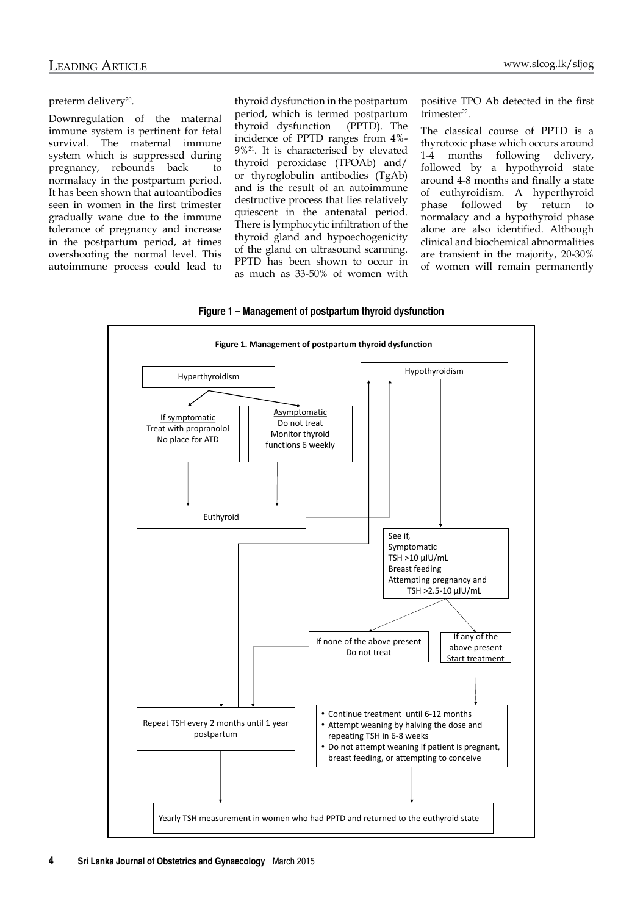preterm delivery[20].

Downregulation of the maternal immune system is pertinent for fetal survival. The maternal immune system which is suppressed during pregnancy, rebounds back to normalacy in the postpartum period. It has been shown that autoantibodies seen in women in the first trimester gradually wane due to the immune tolerance of pregnancy and increase in the postpartum period, at times overshooting the normal level. This autoimmune process could lead to thyroid dysfunction in the postpartum period, which is termed postpartum thyroid dysfunction (PPTD). The incidence of PPTD ranges from 4%-9%[21]. It is characterised by elevated thyroid peroxidase (TPOAb) and/ or thyroglobulin antibodies (TgAb) and is the result of an autoimmune destructive process that lies relatively quiescent in the antenatal period. There is lymphocytic infiltration of the thyroid gland and hypoechogenicity of the gland on ultrasound scanning. PPTD has been shown to occur in as much as 33-50% of women with positive TPO Ab detected in the first trimester[22].

The classical course of PPTD is a thyrotoxic phase which occurs around 1-4 months following delivery, followed by a hypothyroid state around 4-8 months and finally a state of euthyroidism. A hyperthyroid phase followed by return to normalacy and a hypothyroid phase alone are also identified. Although clinical and biochemical abnormalities are transient in the majority, 20-30% of women will remain permanently

**Figure 1 – Management of postpartum thyroid dysfunction**

**Figure 1. Management of postpartum thyroid dysfunction**

- **Hyperthyroidism**
  - *If symptomatic*: Treat with propranolol. No place for ATD → Euthyroid
  - *Asymptomatic*: Do not treat. Monitor thyroid functions 6 weekly → Euthyroid
- **Euthyroid** → Hypothyroidism; → Repeat TSH every 2 months until 1 year postpartum
- **Hypothyroidism** → See if,
  - Symptomatic
  - TSH >10 µIU/mL
  - Breast feeding
  - Attempting pregnancy and TSH >2.5-10 µIU/mL
- If none of the above present: Do not treat → Repeat TSH every 2 months until 1 year postpartum
- If any of the above present: Start treatment →
  - Continue treatment until 6-12 months
  - Attempt weaning by halving the dose and repeating TSH in 6-8 weeks
  - Do not attempt weaning if patient is pregnant, breast feeding, or attempting to conceive
- Repeat TSH every 2 months until 1 year postpartum → Hypothyroidism; → Yearly TSH measurement
- Yearly TSH measurement in women who had PPTD and returned to the euthyroid state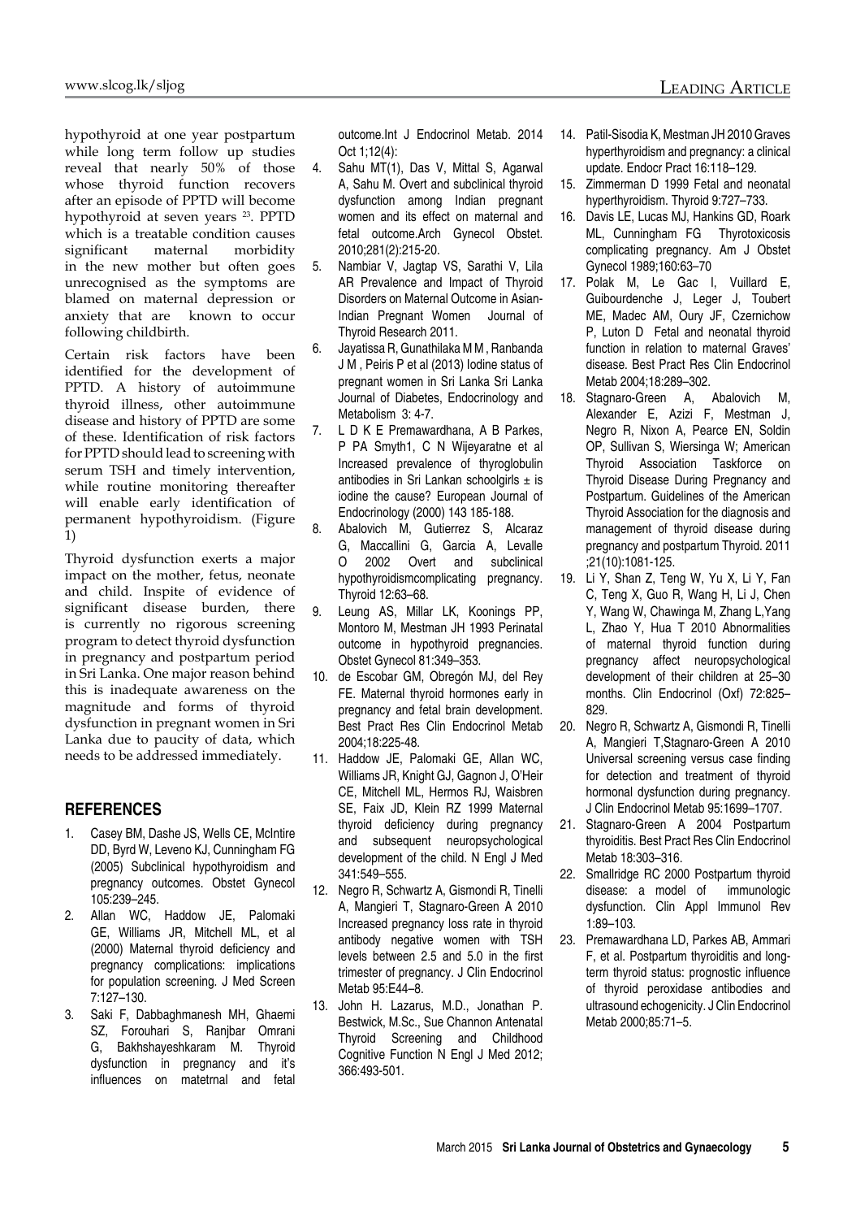hypothyroid at one year postpartum while long term follow up studies reveal that nearly 50% of those whose thyroid function recovers after an episode of PPTD will become hypothyroid at seven years [23]. PPTD which is a treatable condition causes significant maternal morbidity in the new mother but often goes unrecognised as the symptoms are blamed on maternal depression or anxiety that are known to occur following childbirth.

Certain risk factors have been identified for the development of PPTD. A history of autoimmune thyroid illness, other autoimmune disease and history of PPTD are some of these. Identification of risk factors for PPTD should lead to screening with serum TSH and timely intervention, while routine monitoring thereafter will enable early identification of permanent hypothyroidism. (Figure 1)

Thyroid dysfunction exerts a major impact on the mother, fetus, neonate and child. Inspite of evidence of significant disease burden, there is currently no rigorous screening program to detect thyroid dysfunction in pregnancy and postpartum period in Sri Lanka. One major reason behind this is inadequate awareness on the magnitude and forms of thyroid dysfunction in pregnant women in Sri Lanka due to paucity of data, which needs to be addressed immediately.

## REFERENCES

1. Casey BM, Dashe JS, Wells CE, McIntire DD, Byrd W, Leveno KJ, Cunningham FG (2005) Subclinical hypothyroidism and pregnancy outcomes. Obstet Gynecol 105:239–245.
2. Allan WC, Haddow JE, Palomaki GE, Williams JR, Mitchell ML, et al (2000) Maternal thyroid deficiency and pregnancy complications: implications for population screening. J Med Screen 7:127–130.
3. Saki F, Dabbaghmanesh MH, Ghaemi SZ, Forouhari S, Ranjbar Omrani G, Bakhshayeshkaram M. Thyroid dysfunction in pregnancy and it's influences on matetrnal and fetal outcome.Int J Endocrinol Metab. 2014 Oct 1;12(4):
4. Sahu MT(1), Das V, Mittal S, Agarwal A, Sahu M. Overt and subclinical thyroid dysfunction among Indian pregnant women and its effect on maternal and fetal outcome.Arch Gynecol Obstet. 2010;281(2):215-20.
5. Nambiar V, Jagtap VS, Sarathi V, Lila AR Prevalence and Impact of Thyroid Disorders on Maternal Outcome in Asian-Indian Pregnant Women Journal of Thyroid Research 2011.
6. Jayatissa R, Gunathilaka M M , Ranbanda J M , Peiris P et al (2013) Iodine status of pregnant women in Sri Lanka Sri Lanka Journal of Diabetes, Endocrinology and Metabolism 3: 4-7.
7. L D K E Premawardhana, A B Parkes, P PA Smyth1, C N Wijeyaratne et al Increased prevalence of thyroglobulin antibodies in Sri Lankan schoolgirls ± is iodine the cause? European Journal of Endocrinology (2000) 143 185-188.
8. Abalovich M, Gutierrez S, Alcaraz G, Maccallini G, Garcia A, Levalle O 2002 Overt and subclinical hypothyroidismcomplicating pregnancy. Thyroid 12:63–68.
9. Leung AS, Millar LK, Koonings PP, Montoro M, Mestman JH 1993 Perinatal outcome in hypothyroid pregnancies. Obstet Gynecol 81:349–353.
10. de Escobar GM, Obregón MJ, del Rey FE. Maternal thyroid hormones early in pregnancy and fetal brain development. Best Pract Res Clin Endocrinol Metab 2004;18:225-48.
11. Haddow JE, Palomaki GE, Allan WC, Williams JR, Knight GJ, Gagnon J, O'Heir CE, Mitchell ML, Hermos RJ, Waisbren SE, Faix JD, Klein RZ 1999 Maternal thyroid deficiency during pregnancy and subsequent neuropsychological development of the child. N Engl J Med 341:549–555.
12. Negro R, Schwartz A, Gismondi R, Tinelli A, Mangieri T, Stagnaro-Green A 2010 Increased pregnancy loss rate in thyroid antibody negative women with TSH levels between 2.5 and 5.0 in the first trimester of pregnancy. J Clin Endocrinol Metab 95:E44–8.
13. John H. Lazarus, M.D., Jonathan P. Bestwick, M.Sc., Sue Channon Antenatal Thyroid Screening and Childhood Cognitive Function N Engl J Med 2012; 366:493-501.
14. Patil-Sisodia K, Mestman JH 2010 Graves hyperthyroidism and pregnancy: a clinical update. Endocr Pract 16:118–129.
15. Zimmerman D 1999 Fetal and neonatal hyperthyroidism. Thyroid 9:727–733.
16. Davis LE, Lucas MJ, Hankins GD, Roark ML, Cunningham FG Thyrotoxicosis complicating pregnancy. Am J Obstet Gynecol 1989;160:63–70
17. Polak M, Le Gac I, Vuillard E, Guibourdenche J, Leger J, Toubert ME, Madec AM, Oury JF, Czernichow P, Luton D Fetal and neonatal thyroid function in relation to maternal Graves' disease. Best Pract Res Clin Endocrinol Metab 2004;18:289–302.
18. Stagnaro-Green A, Abalovich M, Alexander E, Azizi F, Mestman J, Negro R, Nixon A, Pearce EN, Soldin OP, Sullivan S, Wiersinga W; American Thyroid Association Taskforce on Thyroid Disease During Pregnancy and Postpartum. Guidelines of the American Thyroid Association for the diagnosis and management of thyroid disease during pregnancy and postpartum Thyroid. 2011 ;21(10):1081-125.
19. Li Y, Shan Z, Teng W, Yu X, Li Y, Fan C, Teng X, Guo R, Wang H, Li J, Chen Y, Wang W, Chawinga M, Zhang L,Yang L, Zhao Y, Hua T 2010 Abnormalities of maternal thyroid function during pregnancy affect neuropsychological development of their children at 25–30 months. Clin Endocrinol (Oxf) 72:825–829.
20. Negro R, Schwartz A, Gismondi R, Tinelli A, Mangieri T,Stagnaro-Green A 2010 Universal screening versus case finding for detection and treatment of thyroid hormonal dysfunction during pregnancy. J Clin Endocrinol Metab 95:1699–1707.
21. Stagnaro-Green A 2004 Postpartum thyroiditis. Best Pract Res Clin Endocrinol Metab 18:303–316.
22. Smallridge RC 2000 Postpartum thyroid disease: a model of immunologic dysfunction. Clin Appl Immunol Rev 1:89–103.
23. Premawardhana LD, Parkes AB, Ammari F, et al. Postpartum thyroiditis and long-term thyroid status: prognostic influence of thyroid peroxidase antibodies and ultrasound echogenicity. J Clin Endocrinol Metab 2000;85:71–5.